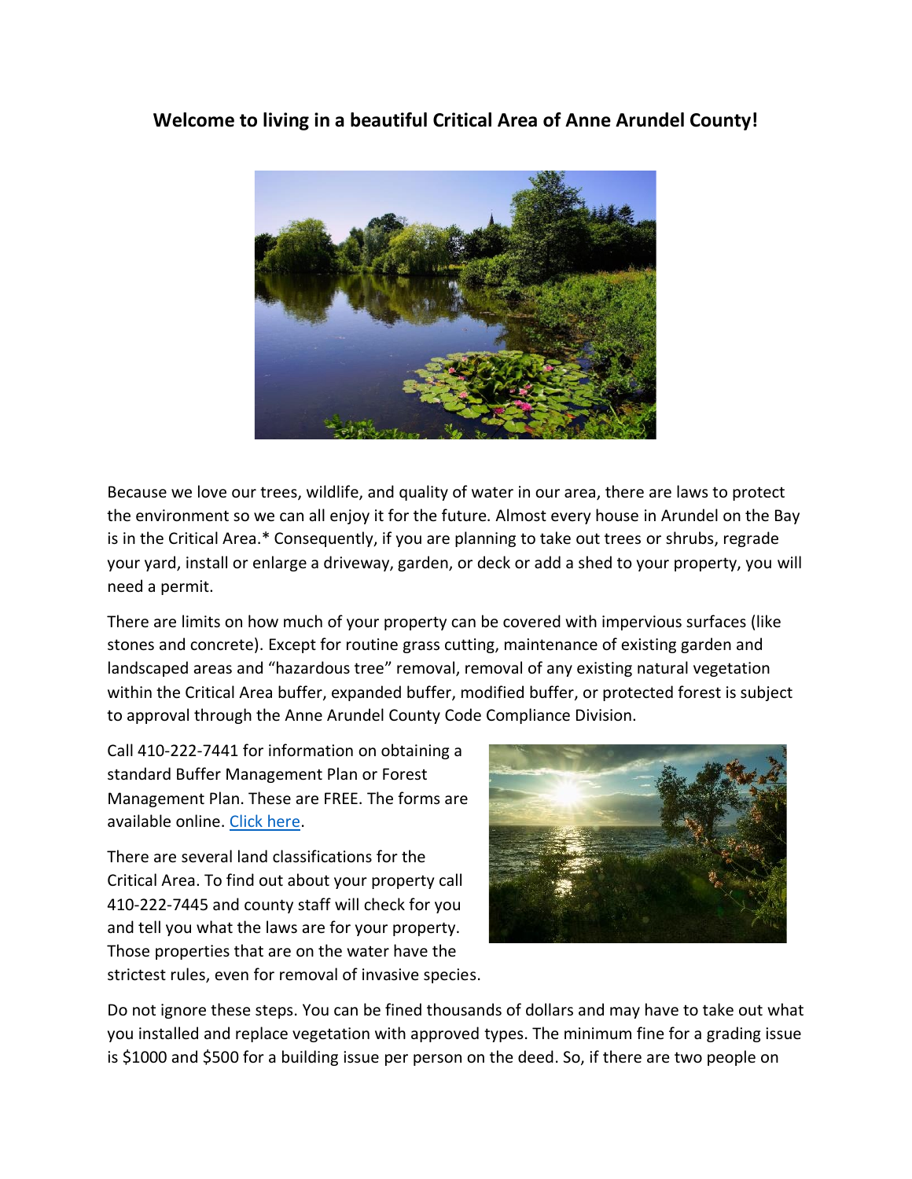# Welcome to living in a beautiful Critical Area of Anne Arundel County!

Because we love our trees, wildlife, and quality of water in our area, there are laws to protect the environment so we can all enjoy it for the future. Almost every house in Arundel on the Bay is in the Critical Area.* Consequently, if you are planning to take out trees or shrubs, regrade your yard, install or enlarge a driveway, garden, or deck or add a shed to your property, you will need a permit.

There are limits on how much of your property can be covered with impervious surfaces (like stones and concrete). Except for routine grass cutting, maintenance of existing garden and landscaped areas and "hazardous tree" removal, removal of any existing natural vegetation within the Critical Area buffer, expanded buffer, modified buffer, or protected forest is subject to approval through the Anne Arundel County Code Compliance Division.

Call 410-222-7441 for information on obtaining a standard Buffer Management Plan or Forest Management Plan. These are FREE. The forms are available online. [Click here](#).

There are several land classifications for the Critical Area. To find out about your property call 410-222-7445 and county staff will check for you and tell you what the laws are for your property. Those properties that are on the water have the strictest rules, even for removal of invasive species.

Do not ignore these steps. You can be fined thousands of dollars and may have to take out what you installed and replace vegetation with approved types. The minimum fine for a grading issue is $1000 and $500 for a building issue per person on the deed. So, if there are two people on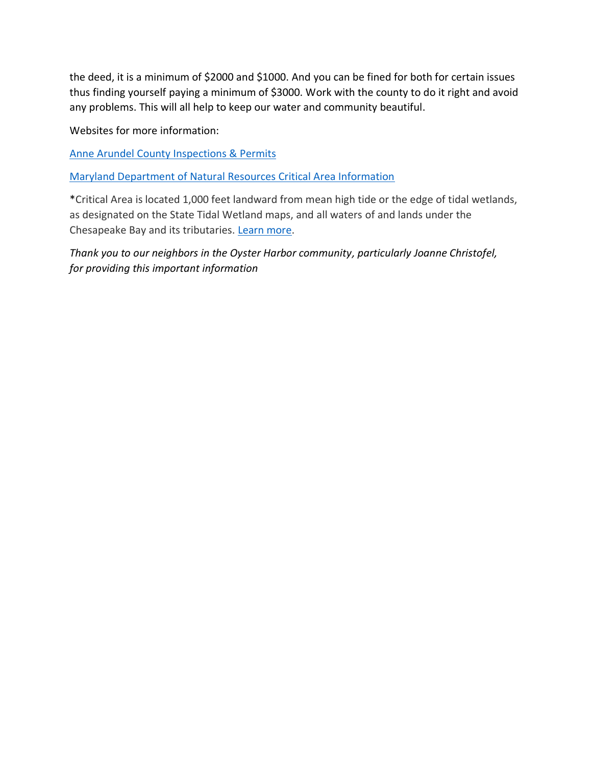the deed, it is a minimum of $2000 and $1000. And you can be fined for both for certain issues thus finding yourself paying a minimum of $3000. Work with the county to do it right and avoid any problems. This will all help to keep our water and community beautiful.

Websites for more information:

Anne Arundel County Inspections & Permits

Maryland Department of Natural Resources Critical Area Information

*Critical Area is located 1,000 feet landward from mean high tide or the edge of tidal wetlands, as designated on the State Tidal Wetland maps, and all waters of and lands under the Chesapeake Bay and its tributaries. Learn more.

*Thank you to our neighbors in the Oyster Harbor community, particularly Joanne Christofel, for providing this important information*